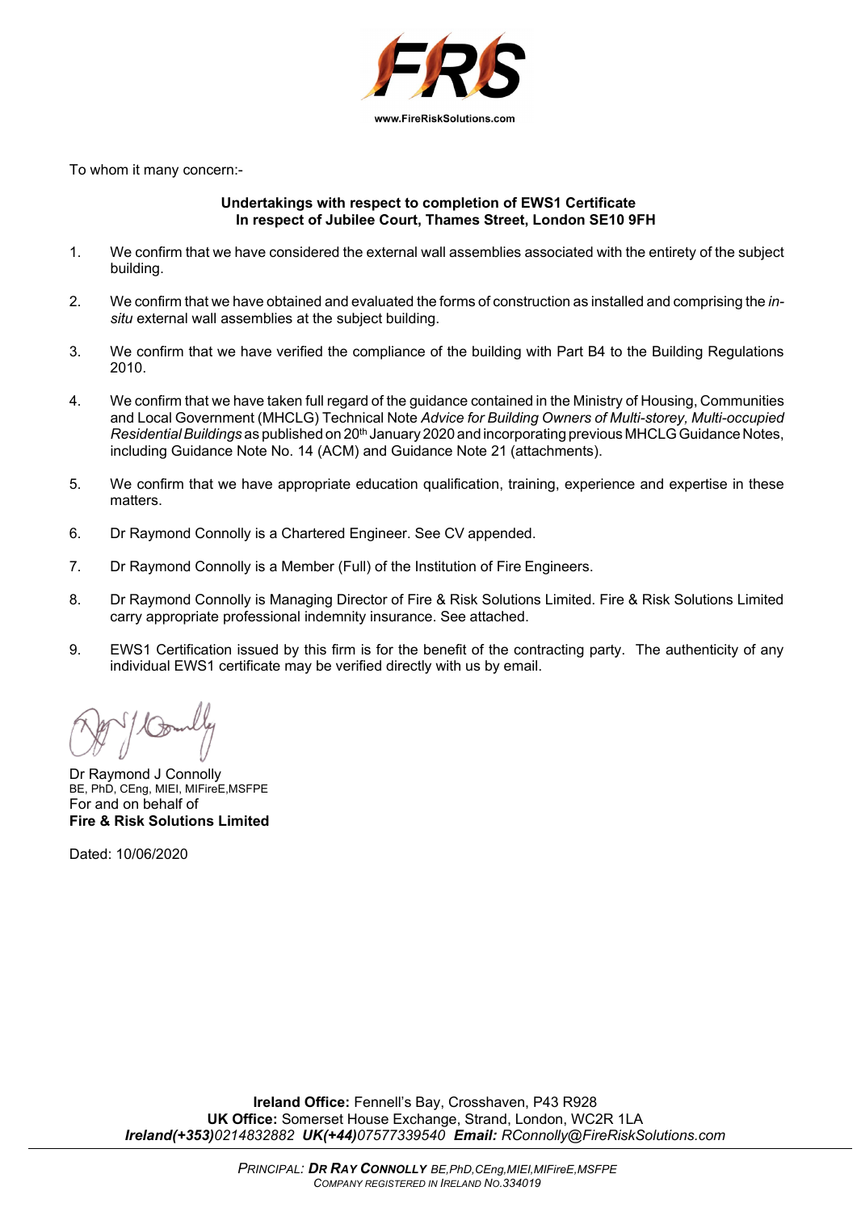FRS

www.FireRiskSolutions.com

To whom it many concern:-

**Undertakings with respect to completion of EWS1 Certificate**
**In respect of Jubilee Court, Thames Street, London SE10 9FH**

1. We confirm that we have considered the external wall assemblies associated with the entirety of the subject building.

2. We confirm that we have obtained and evaluated the forms of construction as installed and comprising the *in-situ* external wall assemblies at the subject building.

3. We confirm that we have verified the compliance of the building with Part B4 to the Building Regulations 2010.

4. We confirm that we have taken full regard of the guidance contained in the Ministry of Housing, Communities and Local Government (MHCLG) Technical Note *Advice for Building Owners of Multi-storey, Multi-occupied Residential Buildings* as published on 20th January 2020 and incorporating previous MHCLG Guidance Notes, including Guidance Note No. 14 (ACM) and Guidance Note 21 (attachments).

5. We confirm that we have appropriate education qualification, training, experience and expertise in these matters.

6. Dr Raymond Connolly is a Chartered Engineer. See CV appended.

7. Dr Raymond Connolly is a Member (Full) of the Institution of Fire Engineers.

8. Dr Raymond Connolly is Managing Director of Fire & Risk Solutions Limited. Fire & Risk Solutions Limited carry appropriate professional indemnity insurance. See attached.

9. EWS1 Certification issued by this firm is for the benefit of the contracting party. The authenticity of any individual EWS1 certificate may be verified directly with us by email.

Dr Raymond J Connolly
BE, PhD, CEng, MIEI, MIFireE,MSFPE
For and on behalf of
**Fire & Risk Solutions Limited**

Dated: 10/06/2020

**Ireland Office:** Fennell's Bay, Crosshaven, P43 R928
**UK Office:** Somerset House Exchange, Strand, London, WC2R 1LA
***Ireland(+353)****0214832882* ***UK(+44)****07577339540* ***Email:*** *RConnolly@FireRiskSolutions.com*

*PRINCIPAL:* ***DR RAY CONNOLLY*** *BE,PhD,CEng,MIEI,MIFireE,MSFPE*
*COMPANY REGISTERED IN IRELAND NO.334019*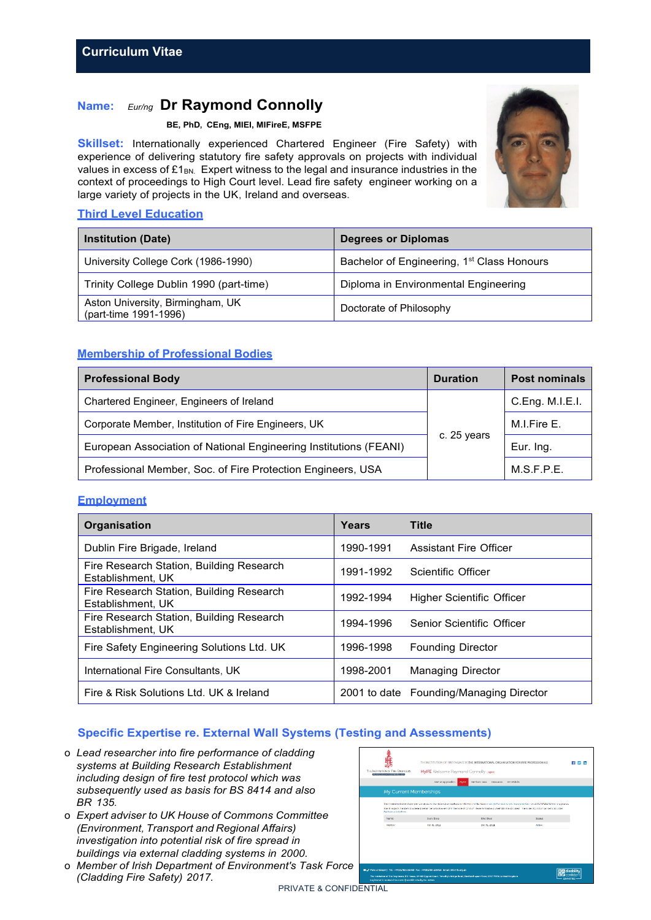## Curriculum Vitae

**Name:** *EurIng* **Dr Raymond Connolly**

**BE, PhD, CEng, MIEI, MIFireE, MSFPE**

**Skillset:** Internationally experienced Chartered Engineer (Fire Safety) with experience of delivering statutory fire safety approvals on projects with individual values in excess of £1BN. Expert witness to the legal and insurance industries in the context of proceedings to High Court level. Lead fire safety engineer working on a large variety of projects in the UK, Ireland and overseas.

### Third Level Education

| Institution (Date) | Degrees or Diplomas |
|---|---|
| University College Cork (1986-1990) | Bachelor of Engineering, 1st Class Honours |
| Trinity College Dublin 1990 (part-time) | Diploma in Environmental Engineering |
| Aston University, Birmingham, UK (part-time 1991-1996) | Doctorate of Philosophy |

### Membership of Professional Bodies

| Professional Body | Duration | Post nominals |
|---|---|---|
| Chartered Engineer, Engineers of Ireland | c. 25 years | C.Eng. M.I.E.I. |
| Corporate Member, Institution of Fire Engineers, UK | | M.I.Fire E. |
| European Association of National Engineering Institutions (FEANI) | | Eur. Ing. |
| Professional Member, Soc. of Fire Protection Engineers, USA | | M.S.F.P.E. |

### Employment

| Organisation | Years | Title |
|---|---|---|
| Dublin Fire Brigade, Ireland | 1990-1991 | Assistant Fire Officer |
| Fire Research Station, Building Research Establishment, UK | 1991-1992 | Scientific Officer |
| Fire Research Station, Building Research Establishment, UK | 1992-1994 | Higher Scientific Officer |
| Fire Research Station, Building Research Establishment, UK | 1994-1996 | Senior Scientific Officer |
| Fire Safety Engineering Solutions Ltd. UK | 1996-1998 | Founding Director |
| International Fire Consultants, UK | 1998-2001 | Managing Director |
| Fire & Risk Solutions Ltd. UK & Ireland | 2001 to date | Founding/Managing Director |

### Specific Expertise re. External Wall Systems (Testing and Assessments)

- *Lead researcher into fire performance of cladding systems at Building Research Establishment including design of fire test protocol which was subsequently used as basis for BS 8414 and also BR 135.*
- *Expert adviser to UK House of Commons Committee (Environment, Transport and Regional Affairs) investigation into potential risk of fire spread in buildings via external cladding systems in 2000.*
- *Member of Irish Department of Environment's Task Force (Cladding Fire Safety) 2017.*

PRIVATE & CONFIDENTIAL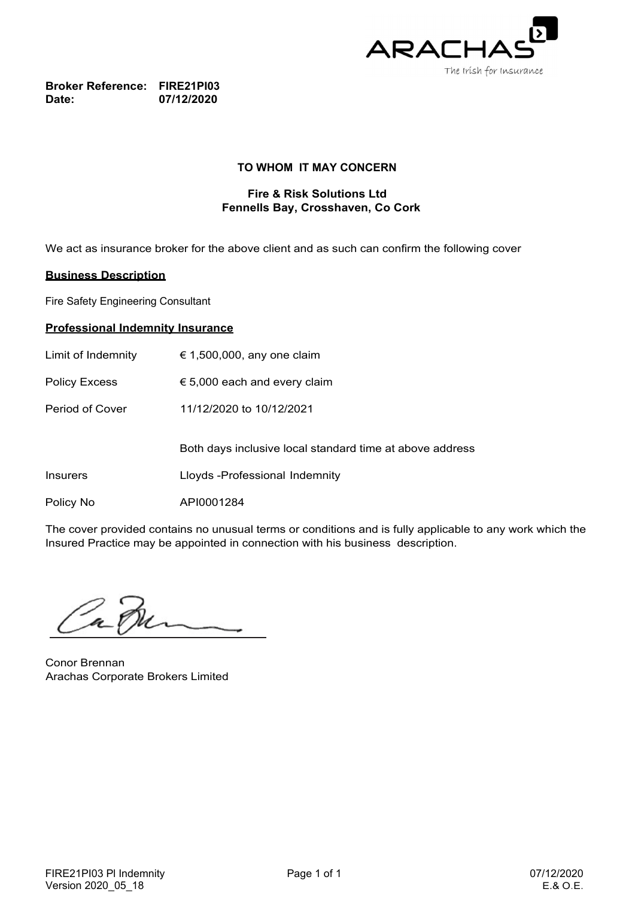**Broker Reference: FIRE21PI03**
**Date: 07/12/2020**

**TO WHOM IT MAY CONCERN**

**Fire & Risk Solutions Ltd**
**Fennells Bay, Crosshaven, Co Cork**

We act as insurance broker for the above client and as such can confirm the following cover

**Business Description**

Fire Safety Engineering Consultant

**Professional Indemnity Insurance**

| | |
|---|---|
| Limit of Indemnity | € 1,500,000, any one claim |
| Policy Excess | € 5,000 each and every claim |
| Period of Cover | 11/12/2020 to 10/12/2021 |
| | Both days inclusive local standard time at above address |
| Insurers | Lloyds -Professional Indemnity |
| Policy No | API0001284 |

The cover provided contains no unusual terms or conditions and is fully applicable to any work which the Insured Practice may be appointed in connection with his business description.

Conor Brennan
Arachas Corporate Brokers Limited

FIRE21PI03 PI Indemnity
Version 2020_05_18

07/12/2020
E.& O.E.